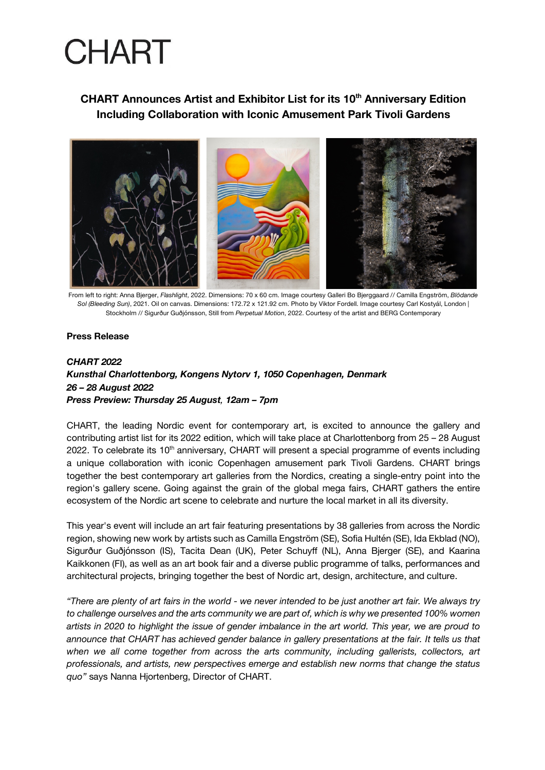# CHART

## CHART Announces Artist and Exhibitor List for its 10th Anniversary Edition Including Collaboration with Iconic Amusement Park Tivoli Gardens

From left to right: Anna Bjerger, *Flashlight*, 2022. Dimensions: 70 x 60 cm. Image courtesy Galleri Bo Bjerggaard // Camilla Engström, *Blödande Sol (Bleeding Sun)*, 2021. Oil on canvas. Dimensions: 172.72 x 121.92 cm. Photo by Viktor Fordell. Image courtesy Carl Kostyál, London | Stockholm // Sigurður Guðjónsson, Still from *Perpetual Motion*, 2022. Courtesy of the artist and BERG Contemporary

**Press Release**

***CHART 2022***
***Kunsthal Charlottenborg, Kongens Nytorv 1, 1050 Copenhagen, Denmark***
***26 – 28 August 2022***
***Press Preview: Thursday 25 August, 12am – 7pm***

CHART, the leading Nordic event for contemporary art, is excited to announce the gallery and contributing artist list for its 2022 edition, which will take place at Charlottenborg from 25 – 28 August 2022. To celebrate its 10th anniversary, CHART will present a special programme of events including a unique collaboration with iconic Copenhagen amusement park Tivoli Gardens. CHART brings together the best contemporary art galleries from the Nordics, creating a single-entry point into the region's gallery scene. Going against the grain of the global mega fairs, CHART gathers the entire ecosystem of the Nordic art scene to celebrate and nurture the local market in all its diversity.

This year's event will include an art fair featuring presentations by 38 galleries from across the Nordic region, showing new work by artists such as Camilla Engström (SE), Sofia Hultén (SE), Ida Ekblad (NO), Sigurður Guðjónsson (IS), Tacita Dean (UK), Peter Schuyff (NL), Anna Bjerger (SE), and Kaarina Kaikkonen (FI), as well as an art book fair and a diverse public programme of talks, performances and architectural projects, bringing together the best of Nordic art, design, architecture, and culture.

*"There are plenty of art fairs in the world - we never intended to be just another art fair. We always try to challenge ourselves and the arts community we are part of, which is why we presented 100% women artists in 2020 to highlight the issue of gender imbalance in the art world. This year, we are proud to announce that CHART has achieved gender balance in gallery presentations at the fair. It tells us that when we all come together from across the arts community, including gallerists, collectors, art professionals, and artists, new perspectives emerge and establish new norms that change the status quo"* says Nanna Hjortenberg, Director of CHART.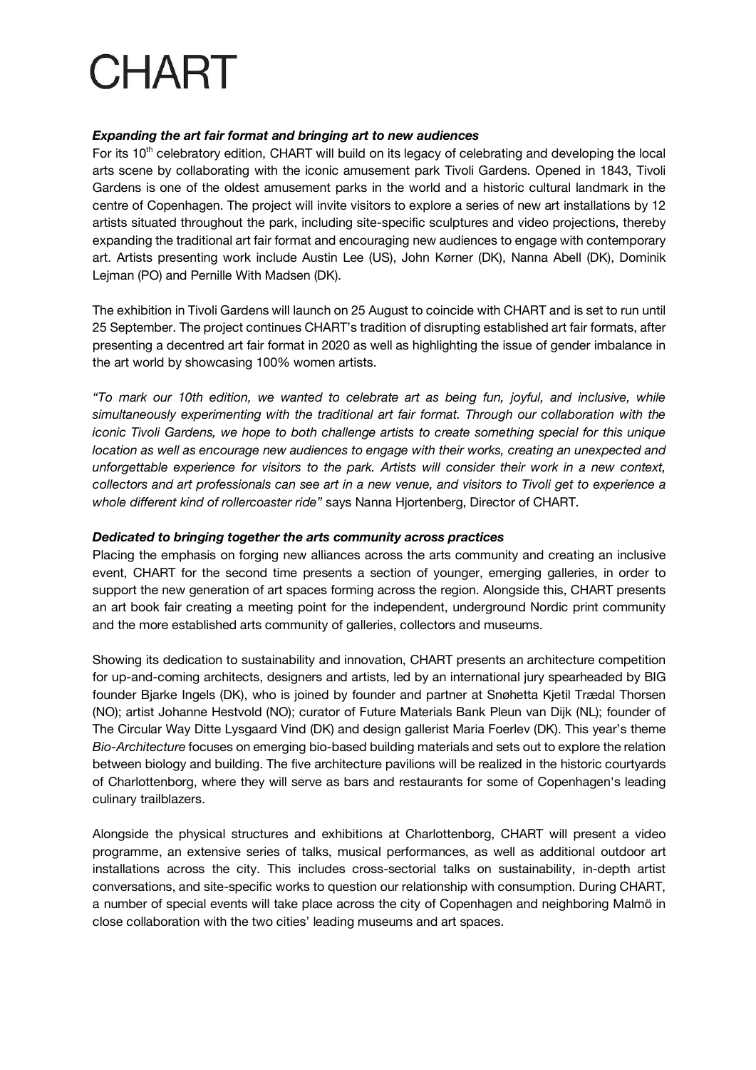# CHART

***Expanding the art fair format and bringing art to new audiences***

For its 10[th] celebratory edition, CHART will build on its legacy of celebrating and developing the local arts scene by collaborating with the iconic amusement park Tivoli Gardens. Opened in 1843, Tivoli Gardens is one of the oldest amusement parks in the world and a historic cultural landmark in the centre of Copenhagen. The project will invite visitors to explore a series of new art installations by 12 artists situated throughout the park, including site-specific sculptures and video projections, thereby expanding the traditional art fair format and encouraging new audiences to engage with contemporary art. Artists presenting work include Austin Lee (US), John Kørner (DK), Nanna Abell (DK), Dominik Lejman (PO) and Pernille With Madsen (DK).

The exhibition in Tivoli Gardens will launch on 25 August to coincide with CHART and is set to run until 25 September. The project continues CHART's tradition of disrupting established art fair formats, after presenting a decentred art fair format in 2020 as well as highlighting the issue of gender imbalance in the art world by showcasing 100% women artists.

*"To mark our 10th edition, we wanted to celebrate art as being fun, joyful, and inclusive, while simultaneously experimenting with the traditional art fair format. Through our collaboration with the iconic Tivoli Gardens, we hope to both challenge artists to create something special for this unique location as well as encourage new audiences to engage with their works, creating an unexpected and unforgettable experience for visitors to the park. Artists will consider their work in a new context, collectors and art professionals can see art in a new venue, and visitors to Tivoli get to experience a whole different kind of rollercoaster ride"* says Nanna Hjortenberg, Director of CHART.

***Dedicated to bringing together the arts community across practices***

Placing the emphasis on forging new alliances across the arts community and creating an inclusive event, CHART for the second time presents a section of younger, emerging galleries, in order to support the new generation of art spaces forming across the region. Alongside this, CHART presents an art book fair creating a meeting point for the independent, underground Nordic print community and the more established arts community of galleries, collectors and museums.

Showing its dedication to sustainability and innovation, CHART presents an architecture competition for up-and-coming architects, designers and artists, led by an international jury spearheaded by BIG founder Bjarke Ingels (DK), who is joined by founder and partner at Snøhetta Kjetil Trædal Thorsen (NO); artist Johanne Hestvold (NO); curator of Future Materials Bank Pleun van Dijk (NL); founder of The Circular Way Ditte Lysgaard Vind (DK) and design gallerist Maria Foerlev (DK). This year's theme *Bio-Architecture* focuses on emerging bio-based building materials and sets out to explore the relation between biology and building. The five architecture pavilions will be realized in the historic courtyards of Charlottenborg, where they will serve as bars and restaurants for some of Copenhagen's leading culinary trailblazers.

Alongside the physical structures and exhibitions at Charlottenborg, CHART will present a video programme, an extensive series of talks, musical performances, as well as additional outdoor art installations across the city. This includes cross-sectorial talks on sustainability, in-depth artist conversations, and site-specific works to question our relationship with consumption. During CHART, a number of special events will take place across the city of Copenhagen and neighboring Malmö in close collaboration with the two cities' leading museums and art spaces.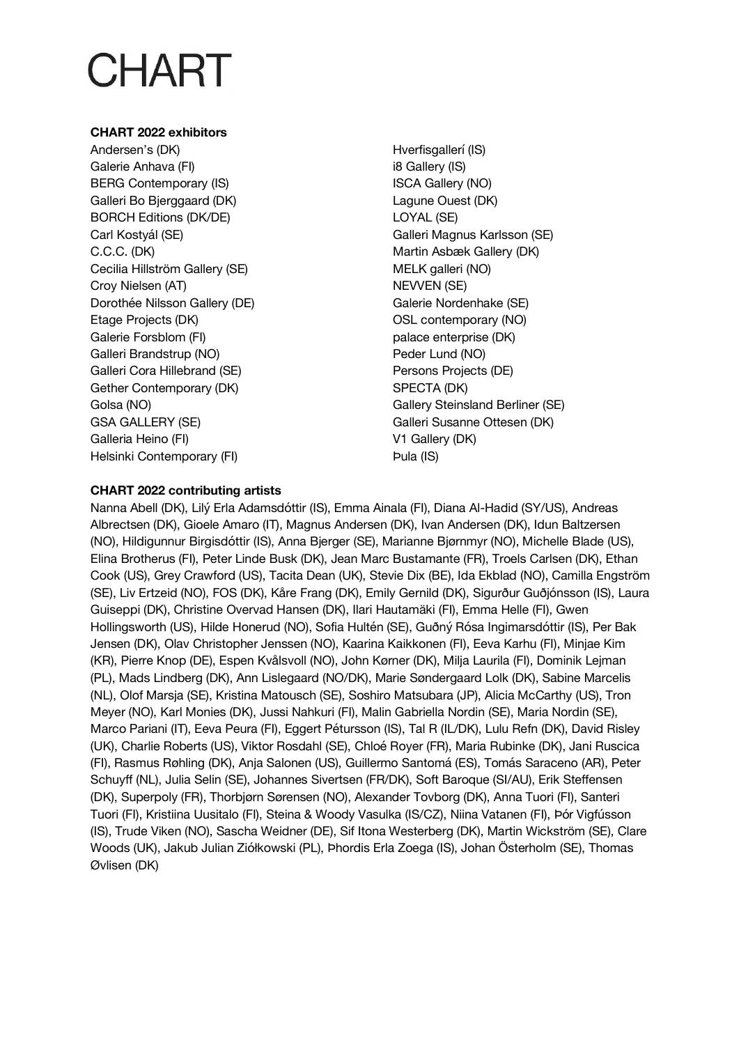# CHART

**CHART 2022 exhibitors**

Andersen's (DK)
Galerie Anhava (FI)
BERG Contemporary (IS)
Galleri Bo Bjerggaard (DK)
BORCH Editions (DK/DE)
Carl Kostyál (SE)
C.C.C. (DK)
Cecilia Hillström Gallery (SE)
Croy Nielsen (AT)
Dorothée Nilsson Gallery (DE)
Etage Projects (DK)
Galerie Forsblom (FI)
Galleri Brandstrup (NO)
Galleri Cora Hillebrand (SE)
Gether Contemporary (DK)
Golsa (NO)
GSA GALLERY (SE)
Galleria Heino (FI)
Helsinki Contemporary (FI)
Hverfisgallerí (IS)
i8 Gallery (IS)
ISCA Gallery (NO)
Lagune Ouest (DK)
LOYAL (SE)
Galleri Magnus Karlsson (SE)
Martin Asbæk Gallery (DK)
MELK galleri (NO)
NEVVEN (SE)
Galerie Nordenhake (SE)
OSL contemporary (NO)
palace enterprise (DK)
Peder Lund (NO)
Persons Projects (DE)
SPECTA (DK)
Gallery Steinsland Berliner (SE)
Galleri Susanne Ottesen (DK)
V1 Gallery (DK)
Þula (IS)

**CHART 2022 contributing artists**

Nanna Abell (DK), Lilý Erla Adamsdóttir (IS), Emma Ainala (FI), Diana Al-Hadid (SY/US), Andreas Albrectsen (DK), Gioele Amaro (IT), Magnus Andersen (DK), Ivan Andersen (DK), Idun Baltzersen (NO), Hildigunnur Birgisdóttir (IS), Anna Bjerger (SE), Marianne Bjørnmyr (NO), Michelle Blade (US), Elina Brotherus (FI), Peter Linde Busk (DK), Jean Marc Bustamante (FR), Troels Carlsen (DK), Ethan Cook (US), Grey Crawford (US), Tacita Dean (UK), Stevie Dix (BE), Ida Ekblad (NO), Camilla Engström (SE), Liv Ertzeid (NO), FOS (DK), Kåre Frang (DK), Emily Gernild (DK), Sigurður Guðjónsson (IS), Laura Guiseppi (DK), Christine Overvad Hansen (DK), Ilari Hautamäki (FI), Emma Helle (FI), Gwen Hollingsworth (US), Hilde Honerud (NO), Sofia Hultén (SE), Guðný Rósa Ingimarsdóttir (IS), Per Bak Jensen (DK), Olav Christopher Jenssen (NO), Kaarina Kaikkonen (FI), Eeva Karhu (FI), Minjae Kim (KR), Pierre Knop (DE), Espen Kvålsvoll (NO), John Kørner (DK), Milja Laurila (FI), Dominik Lejman (PL), Mads Lindberg (DK), Ann Lislegaard (NO/DK), Marie Søndergaard Lolk (DK), Sabine Marcelis (NL), Olof Marsja (SE), Kristina Matousch (SE), Soshiro Matsubara (JP), Alicia McCarthy (US), Tron Meyer (NO), Karl Monies (DK), Jussi Nahkuri (FI), Malin Gabriella Nordin (SE), Maria Nordin (SE), Marco Pariani (IT), Eeva Peura (FI), Eggert Pétursson (IS), Tal R (IL/DK), Lulu Refn (DK), David Risley (UK), Charlie Roberts (US), Viktor Rosdahl (SE), Chloé Royer (FR), Maria Rubinke (DK), Jani Ruscica (FI), Rasmus Røhling (DK), Anja Salonen (US), Guillermo Santomá (ES), Tomás Saraceno (AR), Peter Schuyff (NL), Julia Selin (SE), Johannes Sivertsen (FR/DK), Soft Baroque (SI/AU), Erik Steffensen (DK), Superpoly (FR), Thorbjørn Sørensen (NO), Alexander Tovborg (DK), Anna Tuori (FI), Santeri Tuori (FI), Kristiina Uusitalo (FI), Steina & Woody Vasulka (IS/CZ), Niina Vatanen (FI), Þór Vigfússon (IS), Trude Viken (NO), Sascha Weidner (DE), Sif Itona Westerberg (DK), Martin Wickström (SE), Clare Woods (UK), Jakub Julian Ziółkowski (PL), Þhordis Erla Zoega (IS), Johan Österholm (SE), Thomas Øvlisen (DK)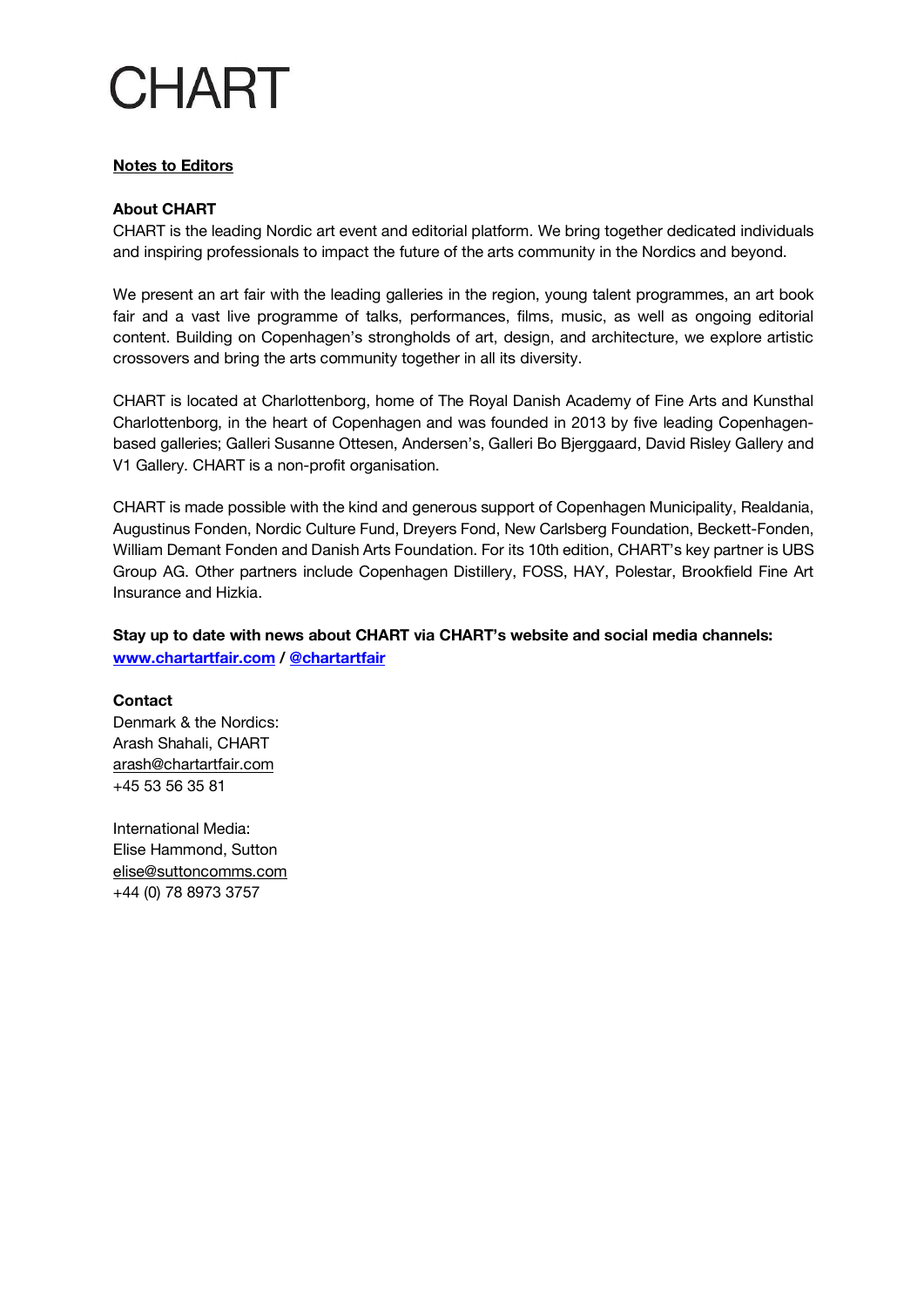# CHART

**Notes to Editors**

**About CHART**

CHART is the leading Nordic art event and editorial platform. We bring together dedicated individuals and inspiring professionals to impact the future of the arts community in the Nordics and beyond.

We present an art fair with the leading galleries in the region, young talent programmes, an art book fair and a vast live programme of talks, performances, films, music, as well as ongoing editorial content. Building on Copenhagen's strongholds of art, design, and architecture, we explore artistic crossovers and bring the arts community together in all its diversity.

CHART is located at Charlottenborg, home of The Royal Danish Academy of Fine Arts and Kunsthal Charlottenborg, in the heart of Copenhagen and was founded in 2013 by five leading Copenhagen-based galleries; Galleri Susanne Ottesen, Andersen's, Galleri Bo Bjerggaard, David Risley Gallery and V1 Gallery. CHART is a non-profit organisation.

CHART is made possible with the kind and generous support of Copenhagen Municipality, Realdania, Augustinus Fonden, Nordic Culture Fund, Dreyers Fond, New Carlsberg Foundation, Beckett-Fonden, William Demant Fonden and Danish Arts Foundation. For its 10th edition, CHART's key partner is UBS Group AG. Other partners include Copenhagen Distillery, FOSS, HAY, Polestar, Brookfield Fine Art Insurance and Hizkia.

**Stay up to date with news about CHART via CHART's website and social media channels:**
**www.chartartfair.com / @chartartfair**

**Contact**

Denmark & the Nordics:
Arash Shahali, CHART
arash@chartartfair.com
+45 53 56 35 81

International Media:
Elise Hammond, Sutton
elise@suttoncomms.com
+44 (0) 78 8973 3757